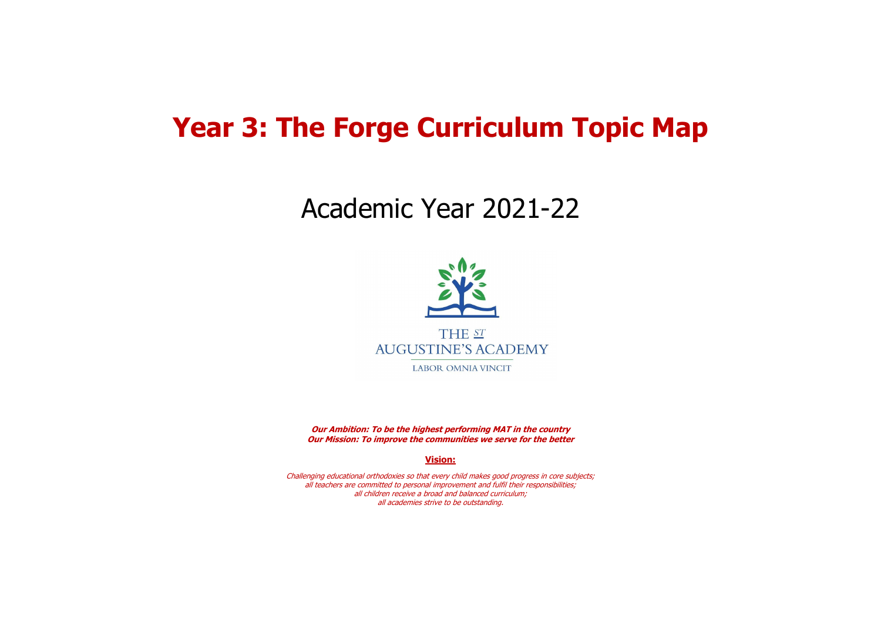# Year 3: The Forge Curriculum Topic Map

## Academic Year 2021-22

THE ST AUGUSTINE'S ACADEMY

LABOR OMNIA VINCIT

***Our Ambition: To be the highest performing MAT in the country***
***Our Mission: To improve the communities we serve for the better***

**Vision:**

*Challenging educational orthodoxies so that every child makes good progress in core subjects;*
*all teachers are committed to personal improvement and fulfil their responsibilities;*
*all children receive a broad and balanced curriculum;*
*all academies strive to be outstanding.*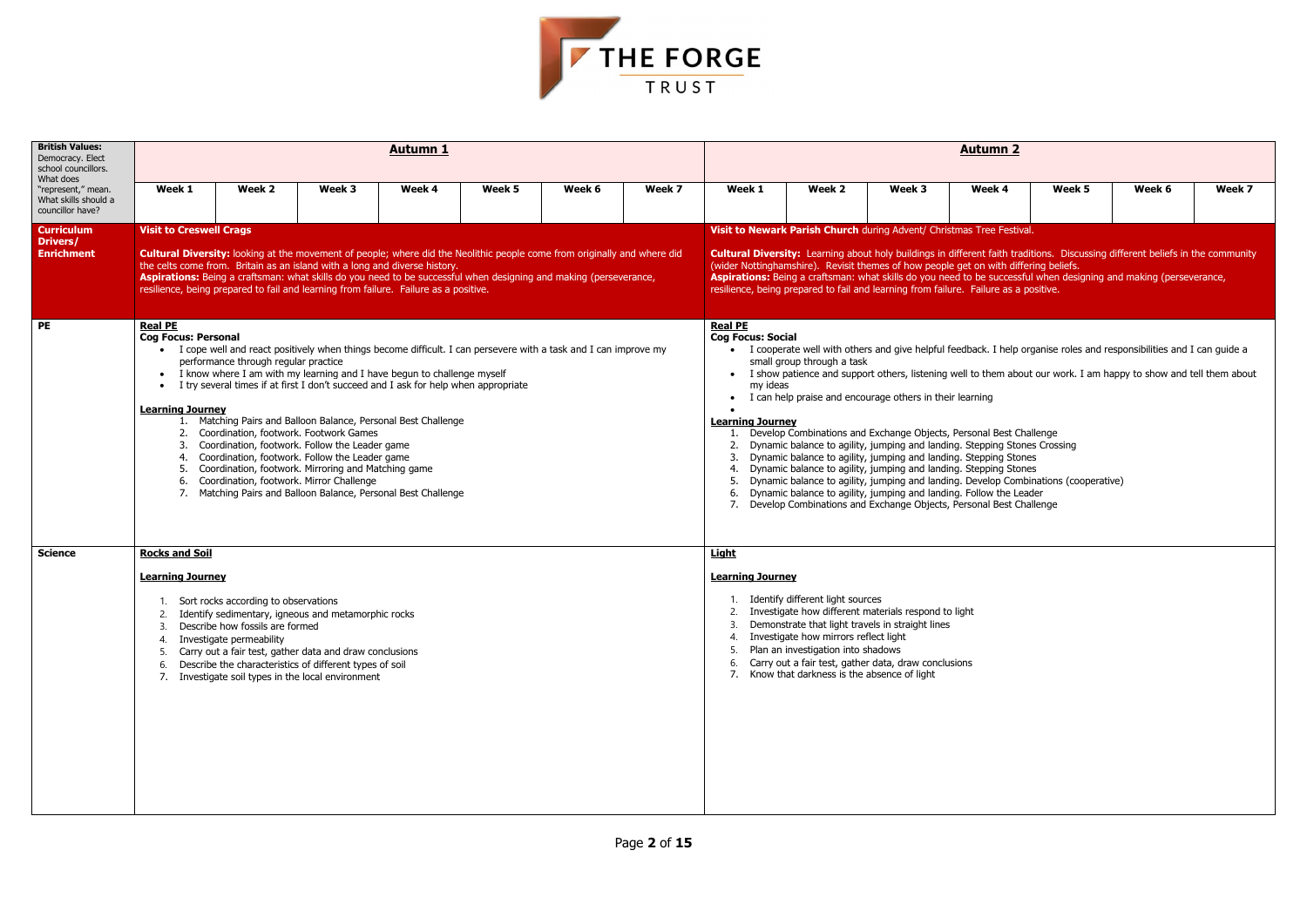| British Values: Democracy. Elect school councillors. What does "represent," mean. What skills should a councillor have? | Autumn 1 | | | | | | | Autumn 2 | | | | | | |
|---|---|---|---|---|---|---|---|---|---|---|---|---|---|---|
| | **Week 1** | **Week 2** | **Week 3** | **Week 4** | **Week 5** | **Week 6** | **Week 7** | **Week 1** | **Week 2** | **Week 3** | **Week 4** | **Week 5** | **Week 6** | **Week 7** |
| **Curriculum Drivers/ Enrichment** | **Visit to Creswell Crags**<br><br>**Cultural Diversity:** looking at the movement of people; where did the Neolithic people come from originally and where did the celts come from. Britain as an island with a long and diverse history.<br>**Aspirations:** Being a craftsman: what skills do you need to be successful when designing and making (perseverance, resilience, being prepared to fail and learning from failure. Failure as a positive. | | | | | | | **Visit to Newark Parish Church** during Advent/ Christmas Tree Festival.<br><br>**Cultural Diversity:** Learning about holy buildings in different faith traditions. Discussing different beliefs in the community (wider Nottinghamshire). Revisit themes of how people get on with differing beliefs.<br>**Aspirations:** Being a craftsman: what skills do you need to be successful when designing and making (perseverance, resilience, being prepared to fail and learning from failure. Failure as a positive. | | | | | | |
| **PE** | **Real PE**<br>**Cog Focus: Personal**<br>• I cope well and react positively when things become difficult. I can persevere with a task and I can improve my performance through regular practice<br>• I know where I am with my learning and I have begun to challenge myself<br>• I try several times if at first I don't succeed and I ask for help when appropriate<br><br>**Learning Journey**<br>1. Matching Pairs and Balloon Balance, Personal Best Challenge<br>2. Coordination, footwork. Footwork Games<br>3. Coordination, footwork. Follow the Leader game<br>4. Coordination, footwork. Follow the Leader game<br>5. Coordination, footwork. Mirroring and Matching game<br>6. Coordination, footwork. Mirror Challenge<br>7. Matching Pairs and Balloon Balance, Personal Best Challenge | | | | | | | **Real PE**<br>**Cog Focus: Social**<br>• I cooperate well with others and give helpful feedback. I help organise roles and responsibilities and I can guide a small group through a task<br>• I show patience and support others, listening well to them about our work. I am happy to show and tell them about my ideas<br>• I can help praise and encourage others in their learning<br>•<br>**Learning Journey**<br>1. Develop Combinations and Exchange Objects, Personal Best Challenge<br>2. Dynamic balance to agility, jumping and landing. Stepping Stones Crossing<br>3. Dynamic balance to agility, jumping and landing. Stepping Stones<br>4. Dynamic balance to agility, jumping and landing. Stepping Stones<br>5. Dynamic balance to agility, jumping and landing. Develop Combinations (cooperative)<br>6. Dynamic balance to agility, jumping and landing. Follow the Leader<br>7. Develop Combinations and Exchange Objects, Personal Best Challenge | | | | | | |
| **Science** | **Rocks and Soil**<br><br>**Learning Journey**<br>1. Sort rocks according to observations<br>2. Identify sedimentary, igneous and metamorphic rocks<br>3. Describe how fossils are formed<br>4. Investigate permeability<br>5. Carry out a fair test, gather data and draw conclusions<br>6. Describe the characteristics of different types of soil<br>7. Investigate soil types in the local environment | | | | | | | **Light**<br><br>**Learning Journey**<br>1. Identify different light sources<br>2. Investigate how different materials respond to light<br>3. Demonstrate that light travels in straight lines<br>4. Investigate how mirrors reflect light<br>5. Plan an investigation into shadows<br>6. Carry out a fair test, gather data, draw conclusions<br>7. Know that darkness is the absence of light | | | | | | |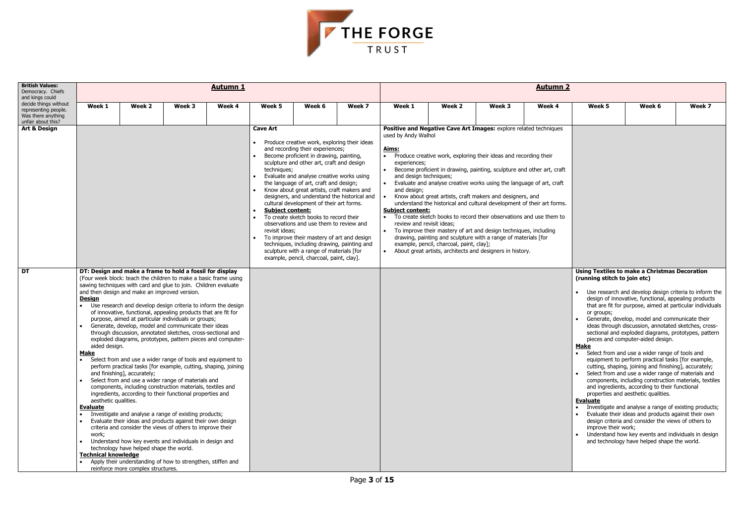# THE FORGE TRUST

| **British Values:** Democracy. Chiefs and kings could decide things without representing people. Was there anything unfair about this? | **Autumn 1** | | | | | | | **Autumn 2** | | | | | | |
|---|---|---|---|---|---|---|---|---|---|---|---|---|---|---|
| | **Week 1** | **Week 2** | **Week 3** | **Week 4** | **Week 5** | **Week 6** | **Week 7** | **Week 1** | **Week 2** | **Week 3** | **Week 4** | **Week 5** | **Week 6** | **Week 7** |
| **Art & Design** | | | | | **Cave Art**<br><br>• Produce creative work, exploring their ideas and recording their experiences;<br>• Become proficient in drawing, painting, sculpture and other art, craft and design techniques;<br>• Evaluate and analyse creative works using the language of art, craft and design;<br>• Know about great artists, craft makers and designers, and understand the historical and cultural development of their art forms.<br>• **Subject content:**<br>• To create sketch books to record their observations and use them to review and revisit ideas;<br>• To improve their mastery of art and design techniques, including drawing, painting and sculpture with a range of materials [for example, pencil, charcoal, paint, clay]. | | | **Positive and Negative Cave Art Images:** explore related techniques used by Andy Walhol<br><br>**Aims:**<br>• Produce creative work, exploring their ideas and recording their experiences;<br>• Become proficient in drawing, painting, sculpture and other art, craft and design techniques;<br>• Evaluate and analyse creative works using the language of art, craft and design;<br>• Know about great artists, craft makers and designers, and understand the historical and cultural development of their art forms.<br>**Subject content:**<br>• To create sketch books to record their observations and use them to review and revisit ideas;<br>• To improve their mastery of art and design techniques, including drawing, painting and sculpture with a range of materials [for example, pencil, charcoal, paint, clay];<br>• About great artists, architects and designers in history. | | | | | | |
| **DT** | **DT: Design and make a frame to hold a fossil for display**<br>(Four week block: teach the children to make a basic frame using sawing techniques with card and glue to join. Children evaluate and then design and make an improved version.<br>**Design**<br>• Use research and develop design criteria to inform the design of innovative, functional, appealing products that are fit for purpose, aimed at particular individuals or groups;<br>• Generate, develop, model and communicate their ideas through discussion, annotated sketches, cross-sectional and exploded diagrams, prototypes, pattern pieces and computer-aided design.<br>**Make**<br>• Select from and use a wider range of tools and equipment to perform practical tasks [for example, cutting, shaping, joining and finishing], accurately;<br>• Select from and use a wider range of materials and components, including construction materials, textiles and ingredients, according to their functional properties and aesthetic qualities.<br>**Evaluate**<br>• Investigate and analyse a range of existing products;<br>• Evaluate their ideas and products against their own design criteria and consider the views of others to improve their work;<br>• Understand how key events and individuals in design and technology have helped shape the world.<br>**Technical knowledge**<br>• Apply their understanding of how to strengthen, stiffen and reinforce more complex structures. | | | | | | | | | | | **Using Textiles to make a Christmas Decoration (running stitch to join etc)**<br><br>• Use research and develop design criteria to inform the design of innovative, functional, appealing products that are fit for purpose, aimed at particular individuals or groups;<br>• Generate, develop, model and communicate their ideas through discussion, annotated sketches, cross-sectional and exploded diagrams, prototypes, pattern pieces and computer-aided design.<br>**Make**<br>• Select from and use a wider range of tools and equipment to perform practical tasks [for example, cutting, shaping, joining and finishing], accurately;<br>• Select from and use a wider range of materials and components, including construction materials, textiles and ingredients, according to their functional properties and aesthetic qualities.<br>**Evaluate**<br>• Investigate and analyse a range of existing products;<br>• Evaluate their ideas and products against their own design criteria and consider the views of others to improve their work;<br>• Understand how key events and individuals in design and technology have helped shape the world. | | |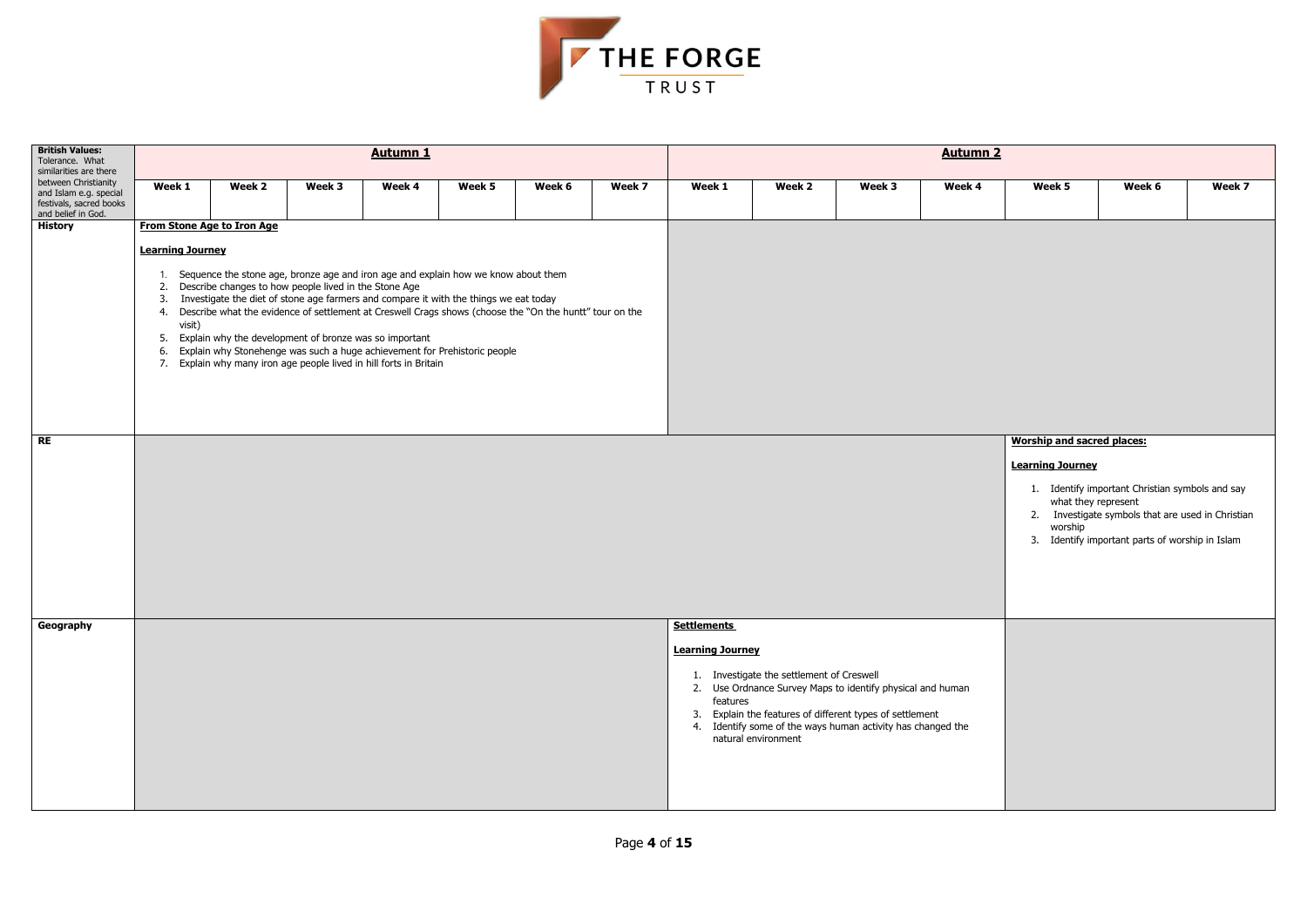| **British Values:** Tolerance. What similarities are there between Christianity and Islam e.g. special festivals, sacred books and belief in God. | **Autumn 1** | | | | | | | **Autumn 2** | | | | | | |
|---|---|---|---|---|---|---|---|---|---|---|---|---|---|---|
| | **Week 1** | **Week 2** | **Week 3** | **Week 4** | **Week 5** | **Week 6** | **Week 7** | **Week 1** | **Week 2** | **Week 3** | **Week 4** | **Week 5** | **Week 6** | **Week 7** |
| **History** | **From Stone Age to Iron Age**<br><br>**Learning Journey**<br><br>1. Sequence the stone age, bronze age and iron age and explain how we know about them<br>2. Describe changes to how people lived in the Stone Age<br>3. Investigate the diet of stone age farmers and compare it with the things we eat today<br>4. Describe what the evidence of settlement at Creswell Crags shows (choose the "On the huntt" tour on the visit)<br>5. Explain why the development of bronze was so important<br>6. Explain why Stonehenge was such a huge achievement for Prehistoric people<br>7. Explain why many iron age people lived in hill forts in Britain | | | | | | | | | | | | | |
| **RE** | | | | | | | | | | | | **Worship and sacred places:**<br><br>**Learning Journey**<br><br>1. Identify important Christian symbols and say what they represent<br>2. Investigate symbols that are used in Christian worship<br>3. Identify important parts of worship in Islam | | |
| **Geography** | | | | | | | | **Settlements**<br><br>**Learning Journey**<br><br>1. Investigate the settlement of Creswell<br>2. Use Ordnance Survey Maps to identify physical and human features<br>3. Explain the features of different types of settlement<br>4. Identify some of the ways human activity has changed the natural environment | | | | | | |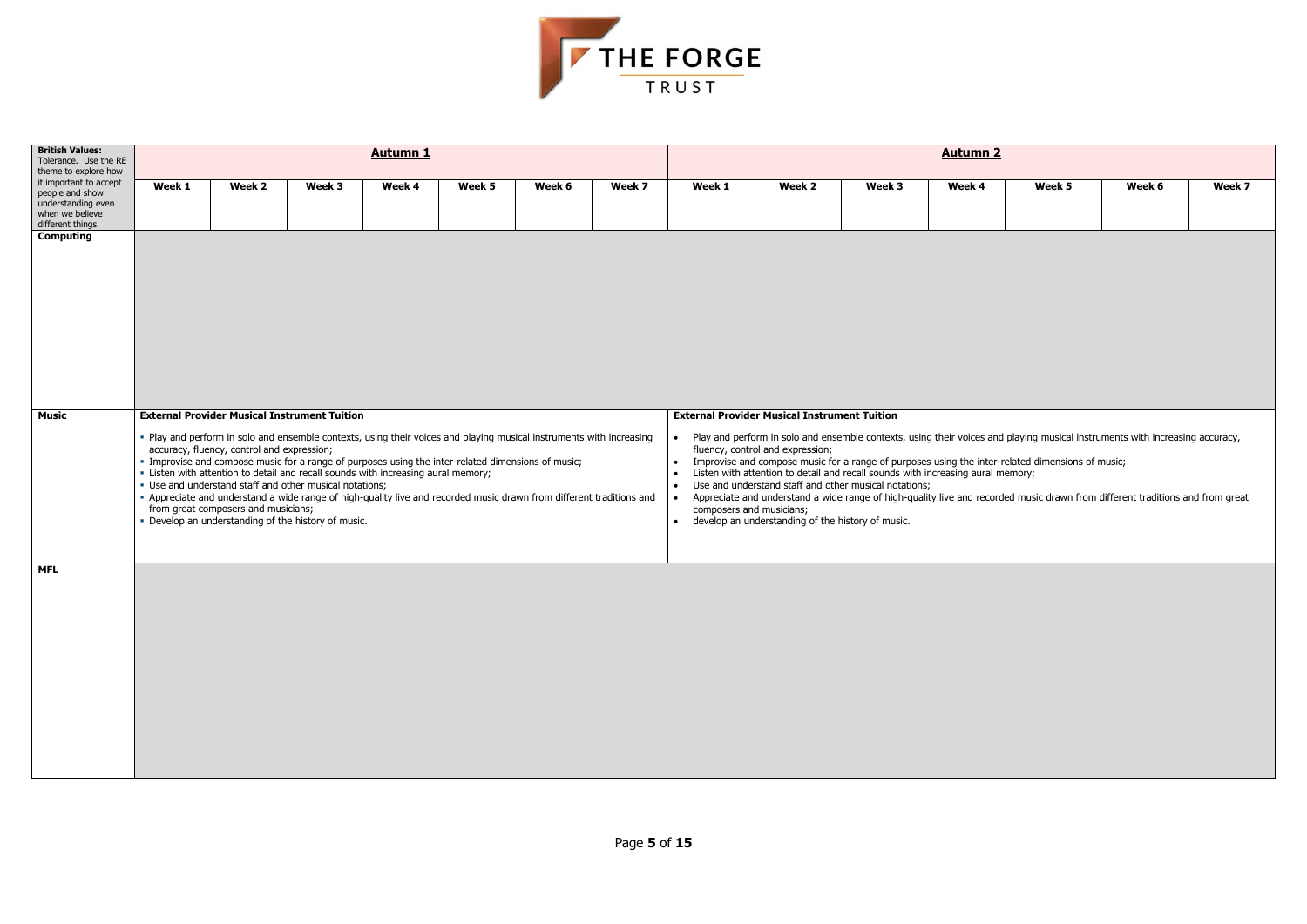# THE FORGE TRUST

| British Values: Tolerance. Use the RE theme to explore how it important to accept people and show understanding even when we believe different things. | Autumn 1 | | | | | | | Autumn 2 | | | | | | |
|---|---|---|---|---|---|---|---|---|---|---|---|---|---|---|
| | Week 1 | Week 2 | Week 3 | Week 4 | Week 5 | Week 6 | Week 7 | Week 1 | Week 2 | Week 3 | Week 4 | Week 5 | Week 6 | Week 7 |
| **Computing** | | | | | | | | | | | | | | |
| **Music** | **External Provider Musical Instrument Tuition**<br>▪ Play and perform in solo and ensemble contexts, using their voices and playing musical instruments with increasing accuracy, fluency, control and expression;<br>▪ Improvise and compose music for a range of purposes using the inter-related dimensions of music;<br>▪ Listen with attention to detail and recall sounds with increasing aural memory;<br>▪ Use and understand staff and other musical notations;<br>▪ Appreciate and understand a wide range of high-quality live and recorded music drawn from different traditions and from great composers and musicians;<br>▪ Develop an understanding of the history of music. | | | | | | | **External Provider Musical Instrument Tuition**<br>• Play and perform in solo and ensemble contexts, using their voices and playing musical instruments with increasing accuracy, fluency, control and expression;<br>• Improvise and compose music for a range of purposes using the inter-related dimensions of music;<br>• Listen with attention to detail and recall sounds with increasing aural memory;<br>• Use and understand staff and other musical notations;<br>• Appreciate and understand a wide range of high-quality live and recorded music drawn from different traditions and from great composers and musicians;<br>• develop an understanding of the history of music. | | | | | | |
| **MFL** | | | | | | | | | | | | | | |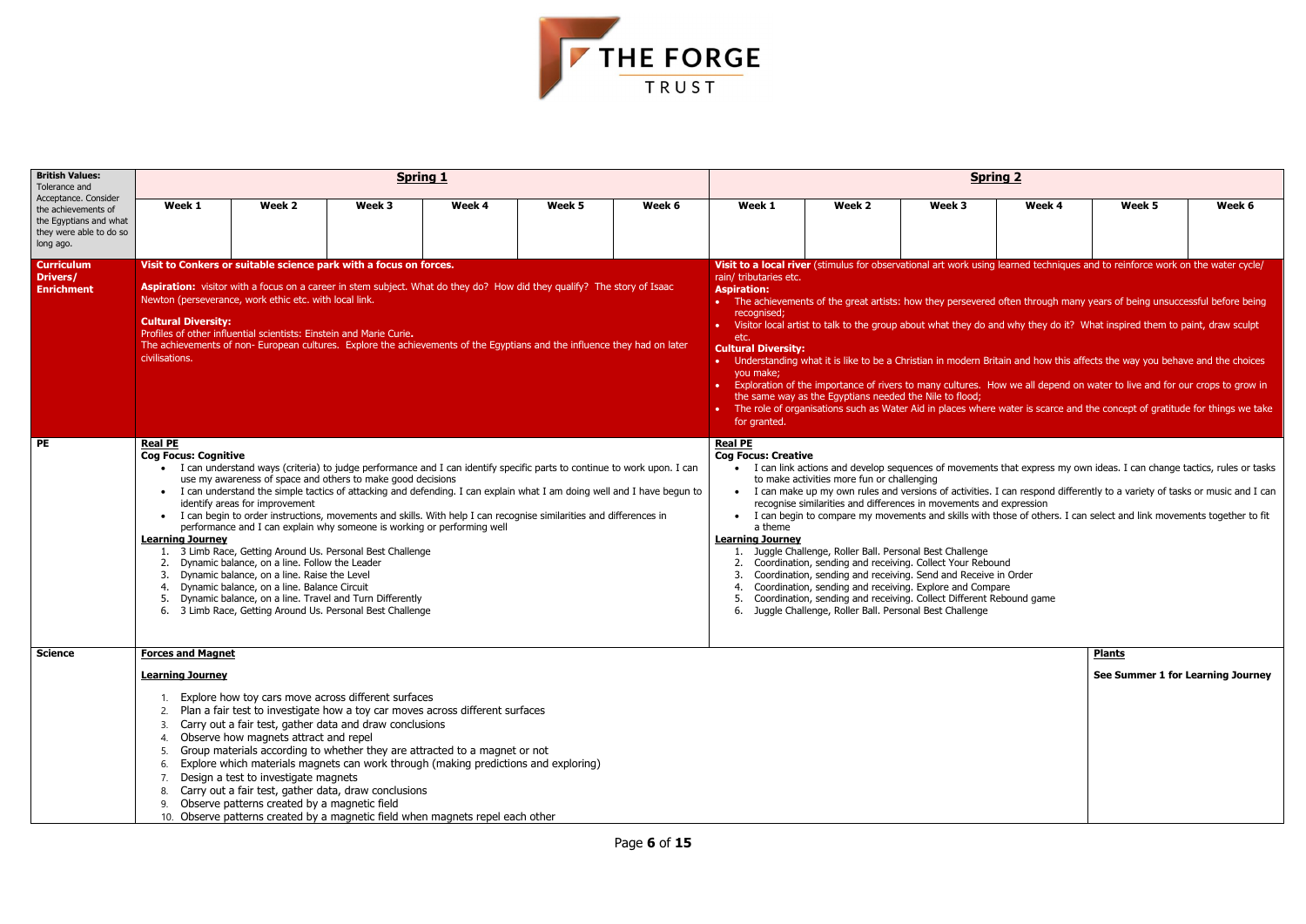THE FORGE TRUST

| British Values: Tolerance and Acceptance. Consider the achievements of the Egyptians and what they were able to do so long ago. | **Spring 1** | | | | | | **Spring 2** | | | | | |
|---|---|---|---|---|---|---|---|---|---|---|---|---|
| | **Week 1** | **Week 2** | **Week 3** | **Week 4** | **Week 5** | **Week 6** | **Week 1** | **Week 2** | **Week 3** | **Week 4** | **Week 5** | **Week 6** |
| **Curriculum Drivers/ Enrichment** | **Visit to Conkers or suitable science park with a focus on forces.**<br><br>**Aspiration:** visitor with a focus on a career in stem subject. What do they do? How did they qualify? The story of Isaac Newton (perseverance, work ethic etc. with local link.<br><br>**Cultural Diversity:**<br>Profiles of other influential scientists: Einstein and Marie Curie.<br>The achievements of non- European cultures. Explore the achievements of the Egyptians and the influence they had on later civilisations. | | | | | | **Visit to a local river** (stimulus for observational art work using learned techniques and to reinforce work on the water cycle/ rain/ tributaries etc.<br>**Aspiration:**<br>• The achievements of the great artists: how they persevered often through many years of being unsuccessful before being recognised;<br>• Visitor local artist to talk to the group about what they do and why they do it? What inspired them to paint, draw sculpt etc.<br>**Cultural Diversity:**<br>• Understanding what it is like to be a Christian in modern Britain and how this affects the way you behave and the choices you make;<br>• Exploration of the importance of rivers to many cultures. How we all depend on water to live and for our crops to grow in the same way as the Egyptians needed the Nile to flood;<br>• The role of organisations such as Water Aid in places where water is scarce and the concept of gratitude for things we take for granted. | | | | | |
| **PE** | **Real PE**<br>**Cog Focus: Cognitive**<br>• I can understand ways (criteria) to judge performance and I can identify specific parts to continue to work upon. I can use my awareness of space and others to make good decisions<br>• I can understand the simple tactics of attacking and defending. I can explain what I am doing well and I have begun to identify areas for improvement<br>• I can begin to order instructions, movements and skills. With help I can recognise similarities and differences in performance and I can explain why someone is working or performing well<br>**Learning Journey**<br>1. 3 Limb Race, Getting Around Us. Personal Best Challenge<br>2. Dynamic balance, on a line. Follow the Leader<br>3. Dynamic balance, on a line. Raise the Level<br>4. Dynamic balance, on a line. Balance Circuit<br>5. Dynamic balance, on a line. Travel and Turn Differently<br>6. 3 Limb Race, Getting Around Us. Personal Best Challenge | | | | | | **Real PE**<br>**Cog Focus: Creative**<br>• I can link actions and develop sequences of movements that express my own ideas. I can change tactics, rules or tasks to make activities more fun or challenging<br>• I can make up my own rules and versions of activities. I can respond differently to a variety of tasks or music and I can recognise similarities and differences in movements and expression<br>• I can begin to compare my movements and skills with those of others. I can select and link movements together to fit a theme<br>**Learning Journey**<br>1. Juggle Challenge, Roller Ball. Personal Best Challenge<br>2. Coordination, sending and receiving. Collect Your Rebound<br>3. Coordination, sending and receiving. Send and Receive in Order<br>4. Coordination, sending and receiving. Explore and Compare<br>5. Coordination, sending and receiving. Collect Different Rebound game<br>6. Juggle Challenge, Roller Ball. Personal Best Challenge | | | | | |
| **Science** | **Forces and Magnet**<br><br>**Learning Journey**<br><br>1. Explore how toy cars move across different surfaces<br>2. Plan a fair test to investigate how a toy car moves across different surfaces<br>3. Carry out a fair test, gather data and draw conclusions<br>4. Observe how magnets attract and repel<br>5. Group materials according to whether they are attracted to a magnet or not<br>6. Explore which materials magnets can work through (making predictions and exploring)<br>7. Design a test to investigate magnets<br>8. Carry out a fair test, gather data, draw conclusions<br>9. Observe patterns created by a magnetic field<br>10. Observe patterns created by a magnetic field when magnets repel each other | | | | | | | | | | **Plants**<br><br>**See Summer 1 for Learning Journey** | |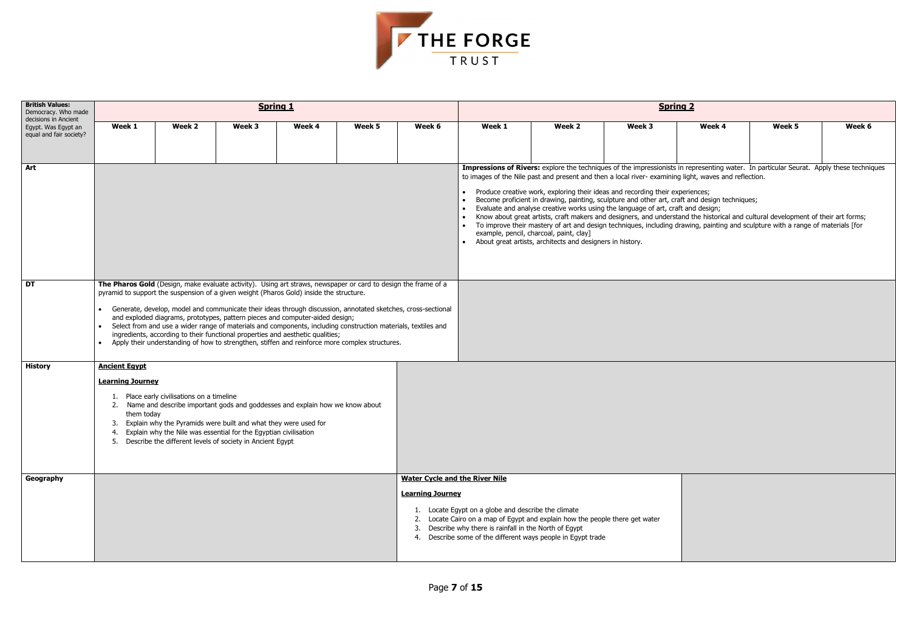| British Values: Democracy. Who made decisions in Ancient Egypt. Was Egypt an equal and fair society? | Spring 1 | | | | | | Spring 2 | | | | | |
|---|---|---|---|---|---|---|---|---|---|---|---|---|
| | Week 1 | Week 2 | Week 3 | Week 4 | Week 5 | Week 6 | Week 1 | Week 2 | Week 3 | Week 4 | Week 5 | Week 6 |
| **Art** | | | | | | | **Impressions of Rivers:** explore the techniques of the impressionists in representing water. In particular Seurat. Apply these techniques to images of the Nile past and present and then a local river- examining light, waves and reflection.<br><br>• Produce creative work, exploring their ideas and recording their experiences;<br>• Become proficient in drawing, painting, sculpture and other art, craft and design techniques;<br>• Evaluate and analyse creative works using the language of art, craft and design;<br>• Know about great artists, craft makers and designers, and understand the historical and cultural development of their art forms;<br>• To improve their mastery of art and design techniques, including drawing, painting and sculpture with a range of materials [for example, pencil, charcoal, paint, clay]<br>• About great artists, architects and designers in history. | | | | | |
| **DT** | **The Pharos Gold** (Design, make evaluate activity). Using art straws, newspaper or card to design the frame of a pyramid to support the suspension of a given weight (Pharos Gold) inside the structure.<br><br>• Generate, develop, model and communicate their ideas through discussion, annotated sketches, cross-sectional and exploded diagrams, prototypes, pattern pieces and computer-aided design;<br>• Select from and use a wider range of materials and components, including construction materials, textiles and ingredients, according to their functional properties and aesthetic qualities;<br>• Apply their understanding of how to strengthen, stiffen and reinforce more complex structures. | | | | | | | | | | | |
| **History** | **Ancient Egypt**<br><br>**Learning Journey**<br><br>1. Place early civilisations on a timeline<br>2. Name and describe important gods and goddesses and explain how we know about them today<br>3. Explain why the Pyramids were built and what they were used for<br>4. Explain why the Nile was essential for the Egyptian civilisation<br>5. Describe the different levels of society in Ancient Egypt | | | | | | | | | | | |
| **Geography** | | | | | | **Water Cycle and the River Nile**<br><br>**Learning Journey**<br><br>1. Locate Egypt on a globe and describe the climate<br>2. Locate Cairo on a map of Egypt and explain how the people there get water<br>3. Describe why there is rainfall in the North of Egypt<br>4. Describe some of the different ways people in Egypt trade | | | | | | |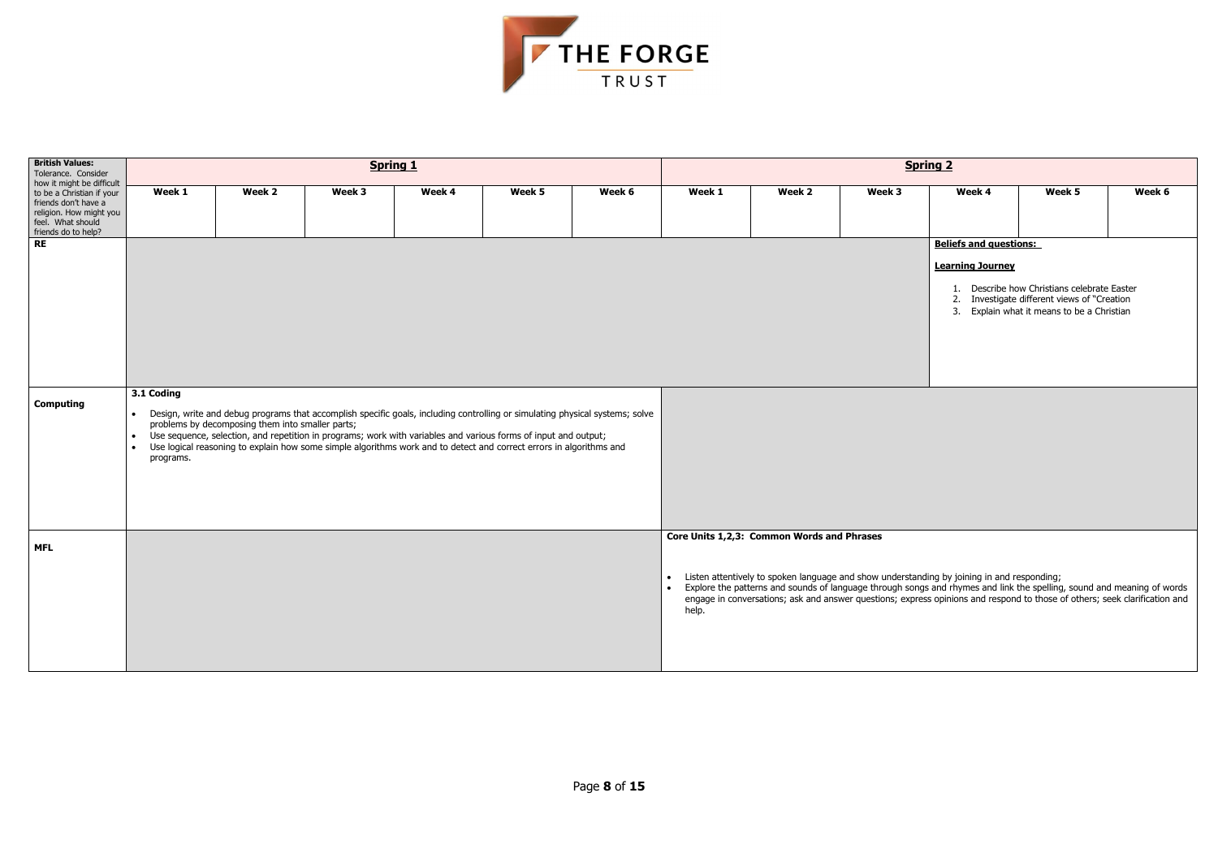| British Values: Tolerance. Consider how it might be difficult to be a Christian if your friends don't have a religion. How might you feel. What should friends do to help? | **Spring 1** | | | | | | **Spring 2** | | | | | |
|---|---|---|---|---|---|---|---|---|---|---|---|---|
| | **Week 1** | **Week 2** | **Week 3** | **Week 4** | **Week 5** | **Week 6** | **Week 1** | **Week 2** | **Week 3** | **Week 4** | **Week 5** | **Week 6** |
| **RE** | | | | | | | | | | **Beliefs and questions:**<br><br>**Learning Journey**<br><br>1. Describe how Christians celebrate Easter<br>2. Investigate different views of "Creation<br>3. Explain what it means to be a Christian | | |
| **Computing** | **3.1 Coding**<br><br>• Design, write and debug programs that accomplish specific goals, including controlling or simulating physical systems; solve problems by decomposing them into smaller parts;<br>• Use sequence, selection, and repetition in programs; work with variables and various forms of input and output;<br>• Use logical reasoning to explain how some simple algorithms work and to detect and correct errors in algorithms and programs. | | | | | | | | | | | |
| **MFL** | | | | | | | **Core Units 1,2,3: Common Words and Phrases**<br><br>• Listen attentively to spoken language and show understanding by joining in and responding;<br>• Explore the patterns and sounds of language through songs and rhymes and link the spelling, sound and meaning of words engage in conversations; ask and answer questions; express opinions and respond to those of others; seek clarification and help. | | | | | |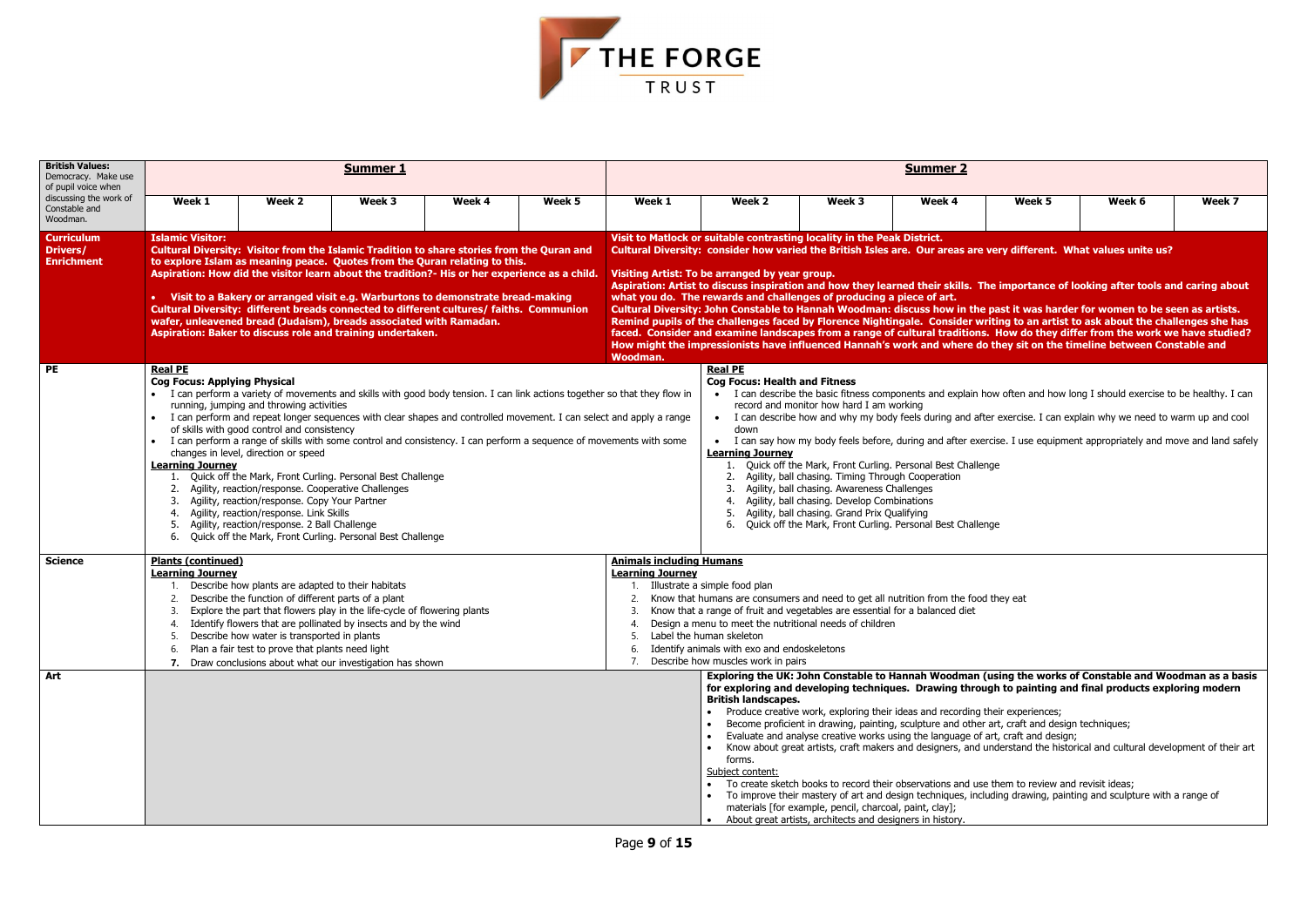THE FORGE TRUST

| British Values: Democracy. Make use of pupil voice when discussing the work of Constable and Woodman. | **Summer 1** | | | | | **Summer 2** | | | | | | |
|---|---|---|---|---|---|---|---|---|---|---|---|---|
| | **Week 1** | **Week 2** | **Week 3** | **Week 4** | **Week 5** | **Week 1** | **Week 2** | **Week 3** | **Week 4** | **Week 5** | **Week 6** | **Week 7** |
| **Curriculum Drivers/ Enrichment** | **Islamic Visitor:** **Cultural Diversity: Visitor from the Islamic Tradition to share stories from the Quran and to explore Islam as meaning peace. Quotes from the Quran relating to this.** **Aspiration: How did the visitor learn about the tradition?- His or her experience as a child.** • **Visit to a Bakery or arranged visit e.g. Warburtons to demonstrate bread-making** **Cultural Diversity: different breads connected to different cultures/ faiths. Communion wafer, unleavened bread (Judaism), breads associated with Ramadan.** **Aspiration: Baker to discuss role and training undertaken.** | | | | | **Visit to Matlock or suitable contrasting locality in the Peak District.** **Cultural Diversity: consider how varied the British Isles are. Our areas are very different. What values unite us?** **Visiting Artist: To be arranged by year group.** **Aspiration: Artist to discuss inspiration and how they learned their skills. The importance of looking after tools and caring about what you do. The rewards and challenges of producing a piece of art.** **Cultural Diversity: John Constable to Hannah Woodman: discuss how in the past it was harder for women to be seen as artists. Remind pupils of the challenges faced by Florence Nightingale. Consider writing to an artist to ask about the challenges she has faced. Consider and examine landscapes from a range of cultural traditions. How do they differ from the work we have studied? How might the impressionists have influenced Hannah's work and where do they sit on the timeline between Constable and Woodman.** | | | | | | |
| **PE** | **Real PE** **Cog Focus: Applying Physical** • I can perform a variety of movements and skills with good body tension. I can link actions together so that they flow in running, jumping and throwing activities • I can perform and repeat longer sequences with clear shapes and controlled movement. I can select and apply a range of skills with good control and consistency • I can perform a range of skills with some control and consistency. I can perform a sequence of movements with some changes in level, direction or speed **Learning Journey** 1. Quick off the Mark, Front Curling. Personal Best Challenge 2. Agility, reaction/response. Cooperative Challenges 3. Agility, reaction/response. Copy Your Partner 4. Agility, reaction/response. Link Skills 5. Agility, reaction/response. 2 Ball Challenge 6. Quick off the Mark, Front Curling. Personal Best Challenge | | | | | | **Real PE** **Cog Focus: Health and Fitness** • I can describe the basic fitness components and explain how often and how long I should exercise to be healthy. I can record and monitor how hard I am working • I can describe how and why my body feels during and after exercise. I can explain why we need to warm up and cool down • I can say how my body feels before, during and after exercise. I use equipment appropriately and move and land safely **Learning Journey** 1. Quick off the Mark, Front Curling. Personal Best Challenge 2. Agility, ball chasing. Timing Through Cooperation 3. Agility, ball chasing. Awareness Challenges 4. Agility, ball chasing. Develop Combinations 5. Agility, ball chasing. Grand Prix Qualifying 6. Quick off the Mark, Front Curling. Personal Best Challenge | | | | | |
| **Science** | **Plants (continued)** **Learning Journey** 1. Describe how plants are adapted to their habitats 2. Describe the function of different parts of a plant 3. Explore the part that flowers play in the life-cycle of flowering plants 4. Identify flowers that are pollinated by insects and by the wind 5. Describe how water is transported in plants 6. Plan a fair test to prove that plants need light 7. Draw conclusions about what our investigation has shown | | | | | **Animals including Humans** **Learning Journey** 1. Illustrate a simple food plan 2. Know that humans are consumers and need to get all nutrition from the food they eat 3. Know that a range of fruit and vegetables are essential for a balanced diet 4. Design a menu to meet the nutritional needs of children 5. Label the human skeleton 6. Identify animals with exo and endoskeletons 7. Describe how muscles work in pairs | | | | | | |
| **Art** | | | | | | | **Exploring the UK: John Constable to Hannah Woodman (using the works of Constable and Woodman as a basis for exploring and developing techniques. Drawing through to painting and final products exploring modern British landscapes.** • Produce creative work, exploring their ideas and recording their experiences; • Become proficient in drawing, painting, sculpture and other art, craft and design techniques; • Evaluate and analyse creative works using the language of art, craft and design; • Know about great artists, craft makers and designers, and understand the historical and cultural development of their art forms. Subject content: • To create sketch books to record their observations and use them to review and revisit ideas; • To improve their mastery of art and design techniques, including drawing, painting and sculpture with a range of materials [for example, pencil, charcoal, paint, clay]; • About great artists, architects and designers in history. | | | | | |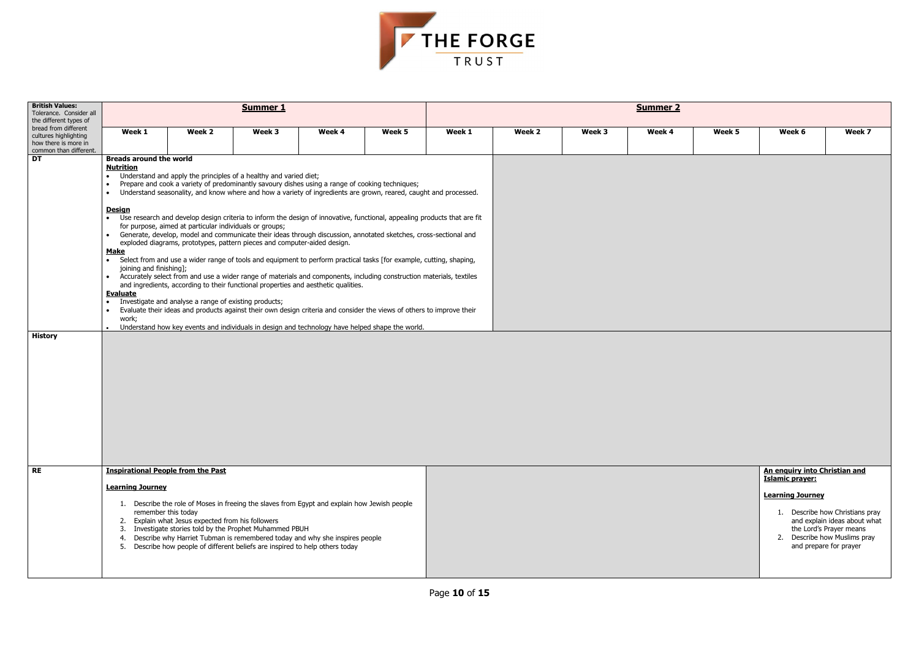THE FORGE TRUST

| British Values: Tolerance. Consider all the different types of bread from different cultures highlighting how there is more in common than different. | Summer 1 | | | | | Summer 2 | | | | | | |
|---|---|---|---|---|---|---|---|---|---|---|---|---|
| | Week 1 | Week 2 | Week 3 | Week 4 | Week 5 | Week 1 | Week 2 | Week 3 | Week 4 | Week 5 | Week 6 | Week 7 |
| **DT** | **Breads around the world**<br>**Nutrition**<br>• Understand and apply the principles of a healthy and varied diet;<br>• Prepare and cook a variety of predominantly savoury dishes using a range of cooking techniques;<br>• Understand seasonality, and know where and how a variety of ingredients are grown, reared, caught and processed.<br>**Design**<br>• Use research and develop design criteria to inform the design of innovative, functional, appealing products that are fit for purpose, aimed at particular individuals or groups;<br>• Generate, develop, model and communicate their ideas through discussion, annotated sketches, cross-sectional and exploded diagrams, prototypes, pattern pieces and computer-aided design.<br>**Make**<br>• Select from and use a wider range of tools and equipment to perform practical tasks [for example, cutting, shaping, joining and finishing];<br>• Accurately select from and use a wider range of materials and components, including construction materials, textiles and ingredients, according to their functional properties and aesthetic qualities.<br>**Evaluate**<br>• Investigate and analyse a range of existing products;<br>• Evaluate their ideas and products against their own design criteria and consider the views of others to improve their work;<br>• Understand how key events and individuals in design and technology have helped shape the world. | | | | | | | | | | | |
| **History** | | | | | | | | | | | | |
| **RE** | **Inspirational People from the Past**<br>**Learning Journey**<br>1. Describe the role of Moses in freeing the slaves from Egypt and explain how Jewish people remember this today<br>2. Explain what Jesus expected from his followers<br>3. Investigate stories told by the Prophet Muhammed PBUH<br>4. Describe why Harriet Tubman is remembered today and why she inspires people<br>5. Describe how people of different beliefs are inspired to help others today | | | | | | | | | | **An enquiry into Christian and Islamic prayer:**<br>**Learning Journey**<br>1. Describe how Christians pray and explain ideas about what the Lord's Prayer means<br>2. Describe how Muslims pray and prepare for prayer | |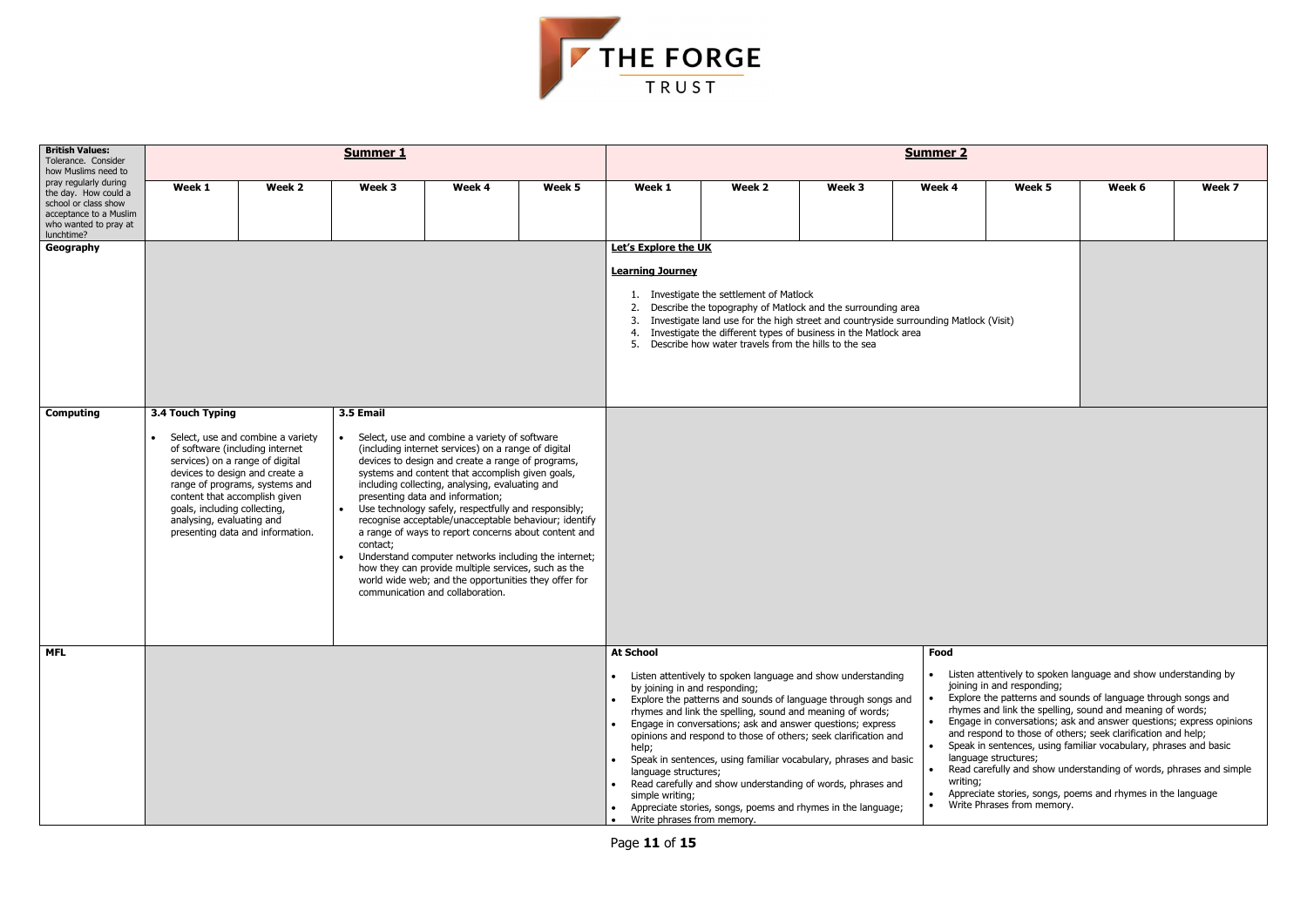THE FORGE TRUST

| British Values: Tolerance. Consider how Muslims need to pray regularly during the day. How could a school or class show acceptance to a Muslim who wanted to pray at lunchtime? | Summer 1 | | | | | Summer 2 | | | | | | |
|---|---|---|---|---|---|---|---|---|---|---|---|---|
| | Week 1 | Week 2 | Week 3 | Week 4 | Week 5 | Week 1 | Week 2 | Week 3 | Week 4 | Week 5 | Week 6 | Week 7 |
| **Geography** | | | | | | **Let's Explore the UK**<br><br>**Learning Journey**<br>1. Investigate the settlement of Matlock<br>2. Describe the topography of Matlock and the surrounding area<br>3. Investigate land use for the high street and countryside surrounding Matlock (Visit)<br>4. Investigate the different types of business in the Matlock area<br>5. Describe how water travels from the hills to the sea | | | | | | |
| **Computing** | **3.4 Touch Typing**<br>• Select, use and combine a variety of software (including internet services) on a range of digital devices to design and create a range of programs, systems and content that accomplish given goals, including collecting, analysing, evaluating and presenting data and information. | | **3.5 Email**<br>• Select, use and combine a variety of software (including internet services) on a range of digital devices to design and create a range of programs, systems and content that accomplish given goals, including collecting, analysing, evaluating and presenting data and information;<br>• Use technology safely, respectfully and responsibly; recognise acceptable/unacceptable behaviour; identify a range of ways to report concerns about content and contact;<br>• Understand computer networks including the internet; how they can provide multiple services, such as the world wide web; and the opportunities they offer for communication and collaboration. | | | | | | | | | |
| **MFL** | | | | | | **At School**<br>• Listen attentively to spoken language and show understanding by joining in and responding;<br>• Explore the patterns and sounds of language through songs and rhymes and link the spelling, sound and meaning of words;<br>• Engage in conversations; ask and answer questions; express opinions and respond to those of others; seek clarification and help;<br>• Speak in sentences, using familiar vocabulary, phrases and basic language structures;<br>• Read carefully and show understanding of words, phrases and simple writing;<br>• Appreciate stories, songs, poems and rhymes in the language;<br>• Write phrases from memory. | | | **Food**<br>• Listen attentively to spoken language and show understanding by joining in and responding;<br>• Explore the patterns and sounds of language through songs and rhymes and link the spelling, sound and meaning of words;<br>• Engage in conversations; ask and answer questions; express opinions and respond to those of others; seek clarification and help;<br>• Speak in sentences, using familiar vocabulary, phrases and basic language structures;<br>• Read carefully and show understanding of words, phrases and simple writing;<br>• Appreciate stories, songs, poems and rhymes in the language<br>• Write Phrases from memory. | | | |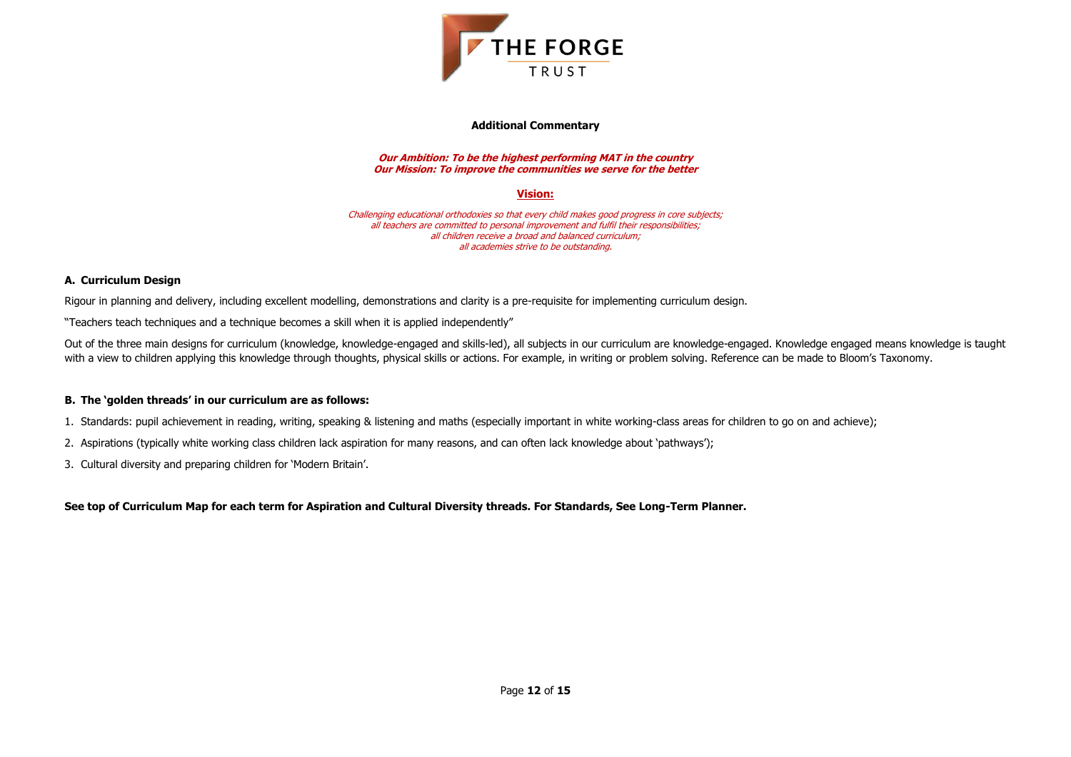**THE FORGE TRUST**

## Additional Commentary

***Our Ambition: To be the highest performing MAT in the country***
***Our Mission: To improve the communities we serve for the better***

**Vision:**

*Challenging educational orthodoxies so that every child makes good progress in core subjects;*
*all teachers are committed to personal improvement and fulfil their responsibilities;*
*all children receive a broad and balanced curriculum;*
*all academies strive to be outstanding.*

### A. Curriculum Design

Rigour in planning and delivery, including excellent modelling, demonstrations and clarity is a pre-requisite for implementing curriculum design.

"Teachers teach techniques and a technique becomes a skill when it is applied independently"

Out of the three main designs for curriculum (knowledge, knowledge-engaged and skills-led), all subjects in our curriculum are knowledge-engaged. Knowledge engaged means knowledge is taught with a view to children applying this knowledge through thoughts, physical skills or actions. For example, in writing or problem solving. Reference can be made to Bloom's Taxonomy.

### B. The 'golden threads' in our curriculum are as follows:

1. Standards: pupil achievement in reading, writing, speaking & listening and maths (especially important in white working-class areas for children to go on and achieve);
2. Aspirations (typically white working class children lack aspiration for many reasons, and can often lack knowledge about 'pathways');
3. Cultural diversity and preparing children for 'Modern Britain'.

**See top of Curriculum Map for each term for Aspiration and Cultural Diversity threads. For Standards, See Long-Term Planner.**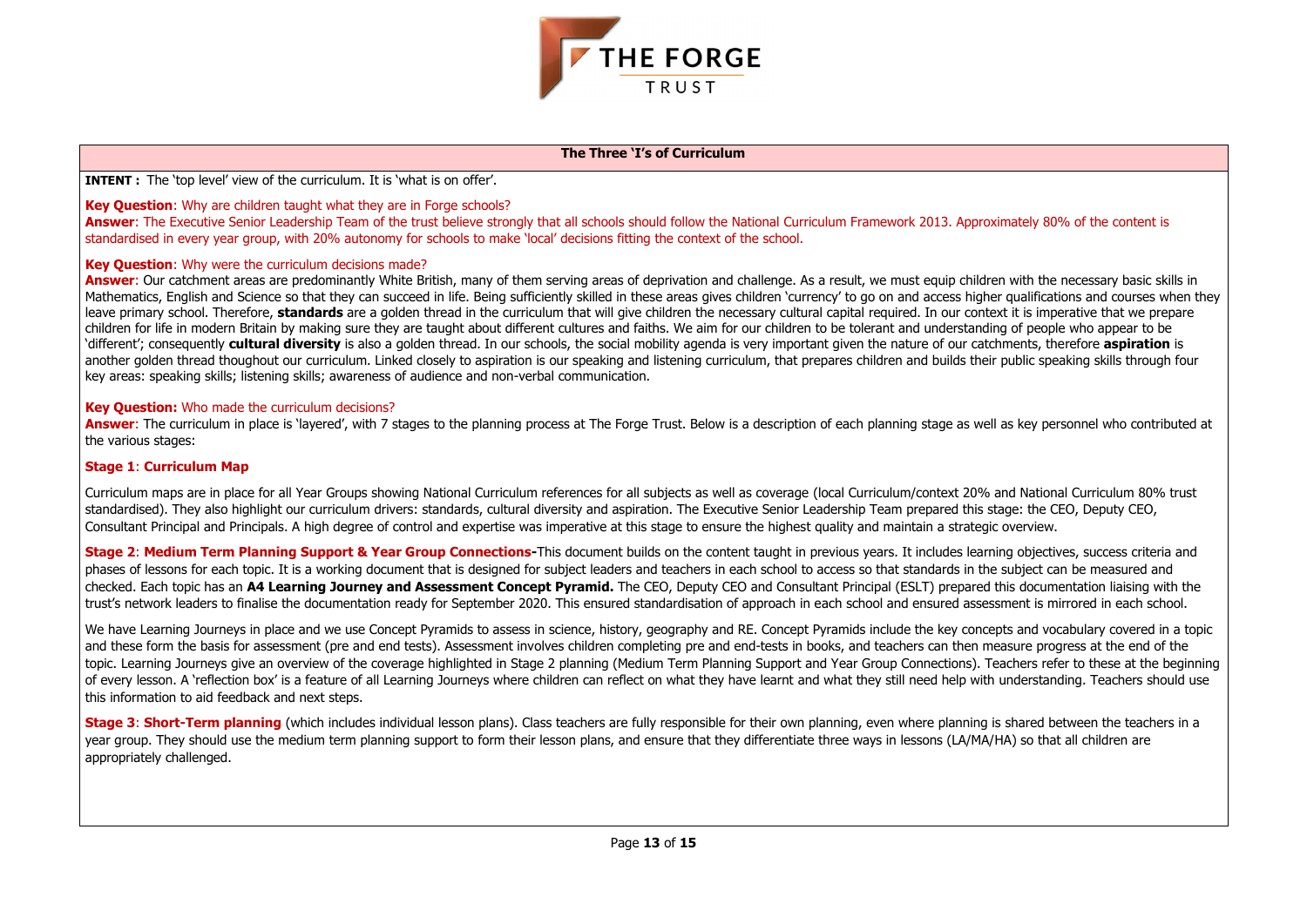THE FORGE TRUST

## The Three 'I's of Curriculum

**INTENT :** The 'top level' view of the curriculum. It is 'what is on offer'.

**Key Question**: Why are children taught what they are in Forge schools?
**Answer**: The Executive Senior Leadership Team of the trust believe strongly that all schools should follow the National Curriculum Framework 2013. Approximately 80% of the content is standardised in every year group, with 20% autonomy for schools to make 'local' decisions fitting the context of the school.

**Key Question**: Why were the curriculum decisions made?
**Answer**: Our catchment areas are predominantly White British, many of them serving areas of deprivation and challenge. As a result, we must equip children with the necessary basic skills in Mathematics, English and Science so that they can succeed in life. Being sufficiently skilled in these areas gives children 'currency' to go on and access higher qualifications and courses when they leave primary school. Therefore, **standards** are a golden thread in the curriculum that will give children the necessary cultural capital required. In our context it is imperative that we prepare children for life in modern Britain by making sure they are taught about different cultures and faiths. We aim for our children to be tolerant and understanding of people who appear to be 'different'; consequently **cultural diversity** is also a golden thread. In our schools, the social mobility agenda is very important given the nature of our catchments, therefore **aspiration** is another golden thread thoughout our curriculum. Linked closely to aspiration is our speaking and listening curriculum, that prepares children and builds their public speaking skills through four key areas: speaking skills; listening skills; awareness of audience and non-verbal communication.

**Key Question:** Who made the curriculum decisions?
**Answer**: The curriculum in place is 'layered', with 7 stages to the planning process at The Forge Trust. Below is a description of each planning stage as well as key personnel who contributed at the various stages:

**Stage 1**: **Curriculum Map**

Curriculum maps are in place for all Year Groups showing National Curriculum references for all subjects as well as coverage (local Curriculum/context 20% and National Curriculum 80% trust standardised). They also highlight our curriculum drivers: standards, cultural diversity and aspiration. The Executive Senior Leadership Team prepared this stage: the CEO, Deputy CEO, Consultant Principal and Principals. A high degree of control and expertise was imperative at this stage to ensure the highest quality and maintain a strategic overview.

**Stage 2**: **Medium Term Planning Support & Year Group Connections-**This document builds on the content taught in previous years. It includes learning objectives, success criteria and phases of lessons for each topic. It is a working document that is designed for subject leaders and teachers in each school to access so that standards in the subject can be measured and checked. Each topic has an **A4 Learning Journey and Assessment Concept Pyramid.** The CEO, Deputy CEO and Consultant Principal (ESLT) prepared this documentation liaising with the trust's network leaders to finalise the documentation ready for September 2020. This ensured standardisation of approach in each school and ensured assessment is mirrored in each school.

We have Learning Journeys in place and we use Concept Pyramids to assess in science, history, geography and RE. Concept Pyramids include the key concepts and vocabulary covered in a topic and these form the basis for assessment (pre and end tests). Assessment involves children completing pre and end-tests in books, and teachers can then measure progress at the end of the topic. Learning Journeys give an overview of the coverage highlighted in Stage 2 planning (Medium Term Planning Support and Year Group Connections). Teachers refer to these at the beginning of every lesson. A 'reflection box' is a feature of all Learning Journeys where children can reflect on what they have learnt and what they still need help with understanding. Teachers should use this information to aid feedback and next steps.

**Stage 3**: **Short-Term planning** (which includes individual lesson plans). Class teachers are fully responsible for their own planning, even where planning is shared between the teachers in a year group. They should use the medium term planning support to form their lesson plans, and ensure that they differentiate three ways in lessons (LA/MA/HA) so that all children are appropriately challenged.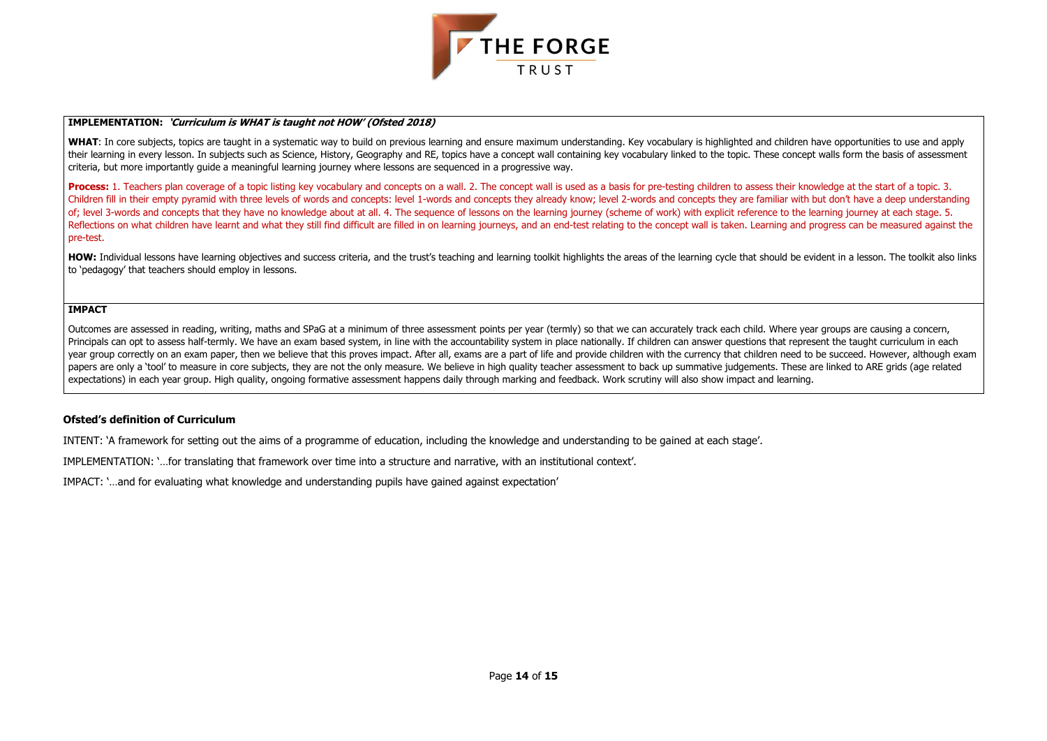**IMPLEMENTATION:** ***'Curriculum is WHAT is taught not HOW' (Ofsted 2018)***

**WHAT**: In core subjects, topics are taught in a systematic way to build on previous learning and ensure maximum understanding. Key vocabulary is highlighted and children have opportunities to use and apply their learning in every lesson. In subjects such as Science, History, Geography and RE, topics have a concept wall containing key vocabulary linked to the topic. These concept walls form the basis of assessment criteria, but more importantly guide a meaningful learning journey where lessons are sequenced in a progressive way.

**Process:** 1. Teachers plan coverage of a topic listing key vocabulary and concepts on a wall. 2. The concept wall is used as a basis for pre-testing children to assess their knowledge at the start of a topic. 3. Children fill in their empty pyramid with three levels of words and concepts: level 1-words and concepts they already know; level 2-words and concepts they are familiar with but don't have a deep understanding of; level 3-words and concepts that they have no knowledge about at all. 4. The sequence of lessons on the learning journey (scheme of work) with explicit reference to the learning journey at each stage. 5. Reflections on what children have learnt and what they still find difficult are filled in on learning journeys, and an end-test relating to the concept wall is taken. Learning and progress can be measured against the pre-test.

**HOW:** Individual lessons have learning objectives and success criteria, and the trust's teaching and learning toolkit highlights the areas of the learning cycle that should be evident in a lesson. The toolkit also links to 'pedagogy' that teachers should employ in lessons.

**IMPACT**

Outcomes are assessed in reading, writing, maths and SPaG at a minimum of three assessment points per year (termly) so that we can accurately track each child. Where year groups are causing a concern, Principals can opt to assess half-termly. We have an exam based system, in line with the accountability system in place nationally. If children can answer questions that represent the taught curriculum in each year group correctly on an exam paper, then we believe that this proves impact. After all, exams are a part of life and provide children with the currency that children need to be succeed. However, although exam papers are only a 'tool' to measure in core subjects, they are not the only measure. We believe in high quality teacher assessment to back up summative judgements. These are linked to ARE grids (age related expectations) in each year group. High quality, ongoing formative assessment happens daily through marking and feedback. Work scrutiny will also show impact and learning.

**Ofsted's definition of Curriculum**

INTENT: 'A framework for setting out the aims of a programme of education, including the knowledge and understanding to be gained at each stage'.

IMPLEMENTATION: '…for translating that framework over time into a structure and narrative, with an institutional context'.

IMPACT: '…and for evaluating what knowledge and understanding pupils have gained against expectation'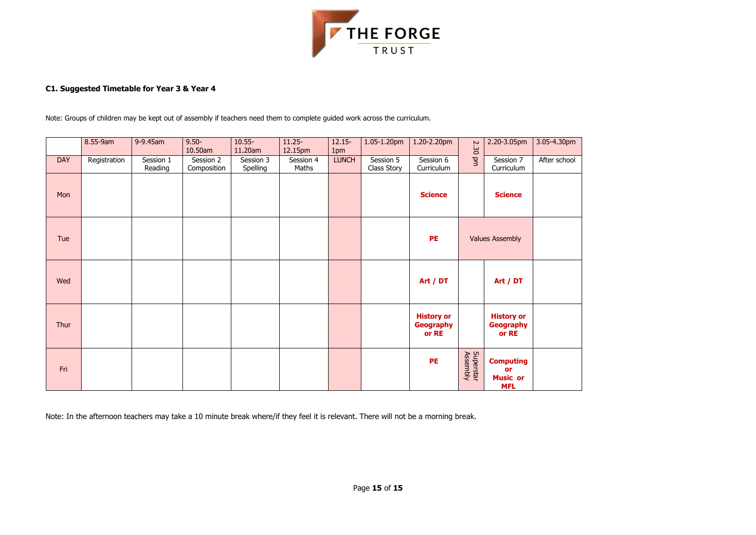#### C1. Suggested Timetable for Year 3 & Year 4

Note: Groups of children may be kept out of assembly if teachers need them to complete guided work across the curriculum.

| | 8.55-9am | 9-9.45am | 9.50-10.50am | 10.55-11.20am | 11.25-12.15pm | 12.15-1pm | 1.05-1.20pm | 1.20-2.20pm | 2.30 pm | 2.20-3.05pm | 3.05-4.30pm |
|---|---|---|---|---|---|---|---|---|---|---|---|
| DAY | Registration | Session 1 Reading | Session 2 Composition | Session 3 Spelling | Session 4 Maths | LUNCH | Session 5 Class Story | Session 6 Curriculum | | Session 7 Curriculum | After school |
| Mon | | | | | | | | **Science** | | **Science** | |
| Tue | | | | | | | | **PE** | Values Assembly | | |
| Wed | | | | | | | | **Art / DT** | | **Art / DT** | |
| Thur | | | | | | | | **History or Geography or RE** | | **History or Geography or RE** | |
| Fri | | | | | | | | **PE** | Superstar Assembly | **Computing or Music or MFL** | |

Note: In the afternoon teachers may take a 10 minute break where/if they feel it is relevant. There will not be a morning break.